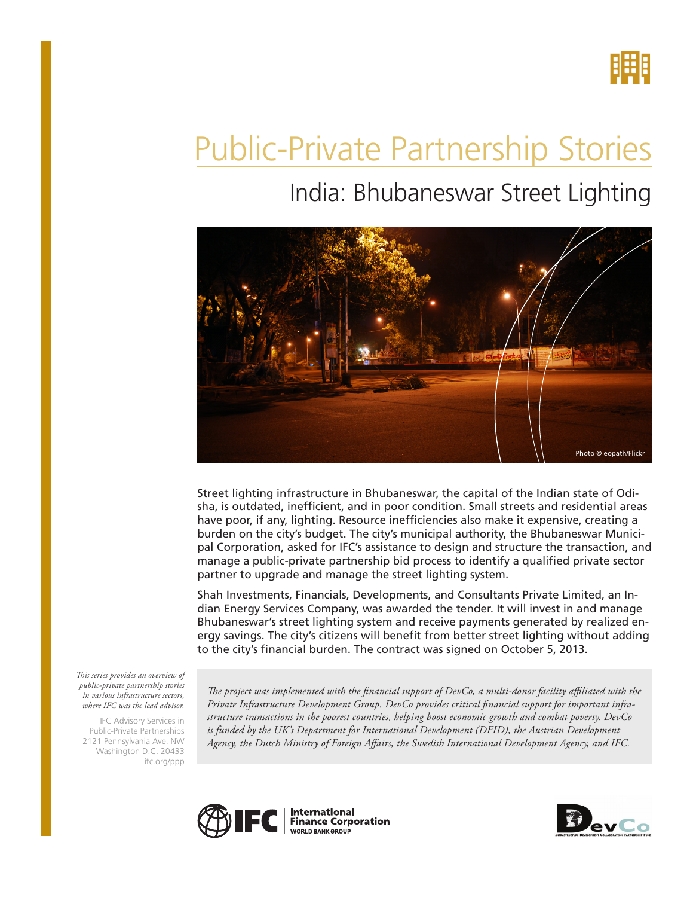# Public-Private Partnership Stories

## India: Bhubaneswar Street Lighting

Photo © eopath/Flickr

Street lighting infrastructure in Bhubaneswar, the capital of the Indian state of Odisha, is outdated, inefficient, and in poor condition. Small streets and residential areas have poor, if any, lighting. Resource inefficiencies also make it expensive, creating a burden on the city's budget. The city's municipal authority, the Bhubaneswar Municipal Corporation, asked for IFC's assistance to design and structure the transaction, and manage a public-private partnership bid process to identify a qualified private sector partner to upgrade and manage the street lighting system.

Shah Investments, Financials, Developments, and Consultants Private Limited, an Indian Energy Services Company, was awarded the tender. It will invest in and manage Bhubaneswar's street lighting system and receive payments generated by realized energy savings. The city's citizens will benefit from better street lighting without adding to the city's financial burden. The contract was signed on October 5, 2013.

*This series provides an overview of public-private partnership stories in various infrastructure sectors, where IFC was the lead advisor.*

IFC Advisory Services in Public-Private Partnerships
2121 Pennsylvania Ave. NW
Washington D.C. 20433
ifc.org/ppp

*The project was implemented with the financial support of DevCo, a multi-donor facility affiliated with the Private Infrastructure Development Group. DevCo provides critical financial support for important infrastructure transactions in the poorest countries, helping boost economic growth and combat poverty. DevCo is funded by the UK's Department for International Development (DFID), the Austrian Development Agency, the Dutch Ministry of Foreign Affairs, the Swedish International Development Agency, and IFC.*

IFC | International Finance Corporation WORLD BANK GROUP

DevCo — Infrastructure Development Collaboration Partnership Fund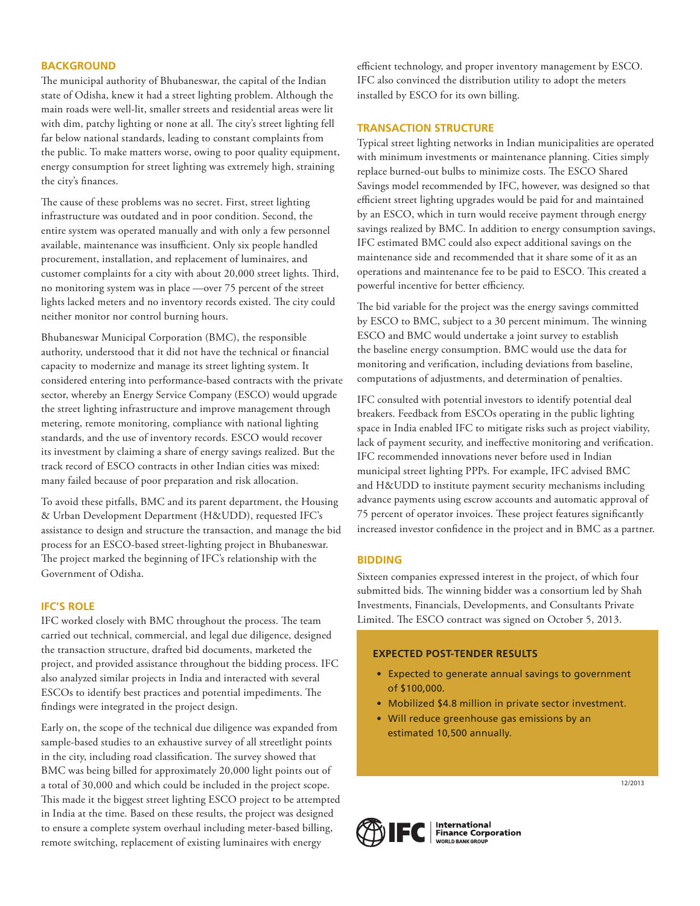## BACKGROUND

The municipal authority of Bhubaneswar, the capital of the Indian state of Odisha, knew it had a street lighting problem. Although the main roads were well-lit, smaller streets and residential areas were lit with dim, patchy lighting or none at all. The city's street lighting fell far below national standards, leading to constant complaints from the public. To make matters worse, owing to poor quality equipment, energy consumption for street lighting was extremely high, straining the city's finances.

The cause of these problems was no secret. First, street lighting infrastructure was outdated and in poor condition. Second, the entire system was operated manually and with only a few personnel available, maintenance was insufficient. Only six people handled procurement, installation, and replacement of luminaires, and customer complaints for a city with about 20,000 street lights. Third, no monitoring system was in place —over 75 percent of the street lights lacked meters and no inventory records existed. The city could neither monitor nor control burning hours.

Bhubaneswar Municipal Corporation (BMC), the responsible authority, understood that it did not have the technical or financial capacity to modernize and manage its street lighting system. It considered entering into performance-based contracts with the private sector, whereby an Energy Service Company (ESCO) would upgrade the street lighting infrastructure and improve management through metering, remote monitoring, compliance with national lighting standards, and the use of inventory records. ESCO would recover its investment by claiming a share of energy savings realized. But the track record of ESCO contracts in other Indian cities was mixed: many failed because of poor preparation and risk allocation.

To avoid these pitfalls, BMC and its parent department, the Housing & Urban Development Department (H&UDD), requested IFC's assistance to design and structure the transaction, and manage the bid process for an ESCO-based street-lighting project in Bhubaneswar. The project marked the beginning of IFC's relationship with the Government of Odisha.

## IFC'S ROLE

IFC worked closely with BMC throughout the process. The team carried out technical, commercial, and legal due diligence, designed the transaction structure, drafted bid documents, marketed the project, and provided assistance throughout the bidding process. IFC also analyzed similar projects in India and interacted with several ESCOs to identify best practices and potential impediments. The findings were integrated in the project design.

Early on, the scope of the technical due diligence was expanded from sample-based studies to an exhaustive survey of all streetlight points in the city, including road classification. The survey showed that BMC was being billed for approximately 20,000 light points out of a total of 30,000 and which could be included in the project scope. This made it the biggest street lighting ESCO project to be attempted in India at the time. Based on these results, the project was designed to ensure a complete system overhaul including meter-based billing, remote switching, replacement of existing luminaires with energy efficient technology, and proper inventory management by ESCO. IFC also convinced the distribution utility to adopt the meters installed by ESCO for its own billing.

## TRANSACTION STRUCTURE

Typical street lighting networks in Indian municipalities are operated with minimum investments or maintenance planning. Cities simply replace burned-out bulbs to minimize costs. The ESCO Shared Savings model recommended by IFC, however, was designed so that efficient street lighting upgrades would be paid for and maintained by an ESCO, which in turn would receive payment through energy savings realized by BMC. In addition to energy consumption savings, IFC estimated BMC could also expect additional savings on the maintenance side and recommended that it share some of it as an operations and maintenance fee to be paid to ESCO. This created a powerful incentive for better efficiency.

The bid variable for the project was the energy savings committed by ESCO to BMC, subject to a 30 percent minimum. The winning ESCO and BMC would undertake a joint survey to establish the baseline energy consumption. BMC would use the data for monitoring and verification, including deviations from baseline, computations of adjustments, and determination of penalties.

IFC consulted with potential investors to identify potential deal breakers. Feedback from ESCOs operating in the public lighting space in India enabled IFC to mitigate risks such as project viability, lack of payment security, and ineffective monitoring and verification. IFC recommended innovations never before used in Indian municipal street lighting PPPs. For example, IFC advised BMC and H&UDD to institute payment security mechanisms including advance payments using escrow accounts and automatic approval of 75 percent of operator invoices. These project features significantly increased investor confidence in the project and in BMC as a partner.

## BIDDING

Sixteen companies expressed interest in the project, of which four submitted bids. The winning bidder was a consortium led by Shah Investments, Financials, Developments, and Consultants Private Limited. The ESCO contract was signed on October 5, 2013.

### EXPECTED POST-TENDER RESULTS

- Expected to generate annual savings to government of $100,000.
- Mobilized $4.8 million in private sector investment.
- Will reduce greenhouse gas emissions by an estimated 10,500 annually.

12/2013

International Finance Corporation
WORLD BANK GROUP